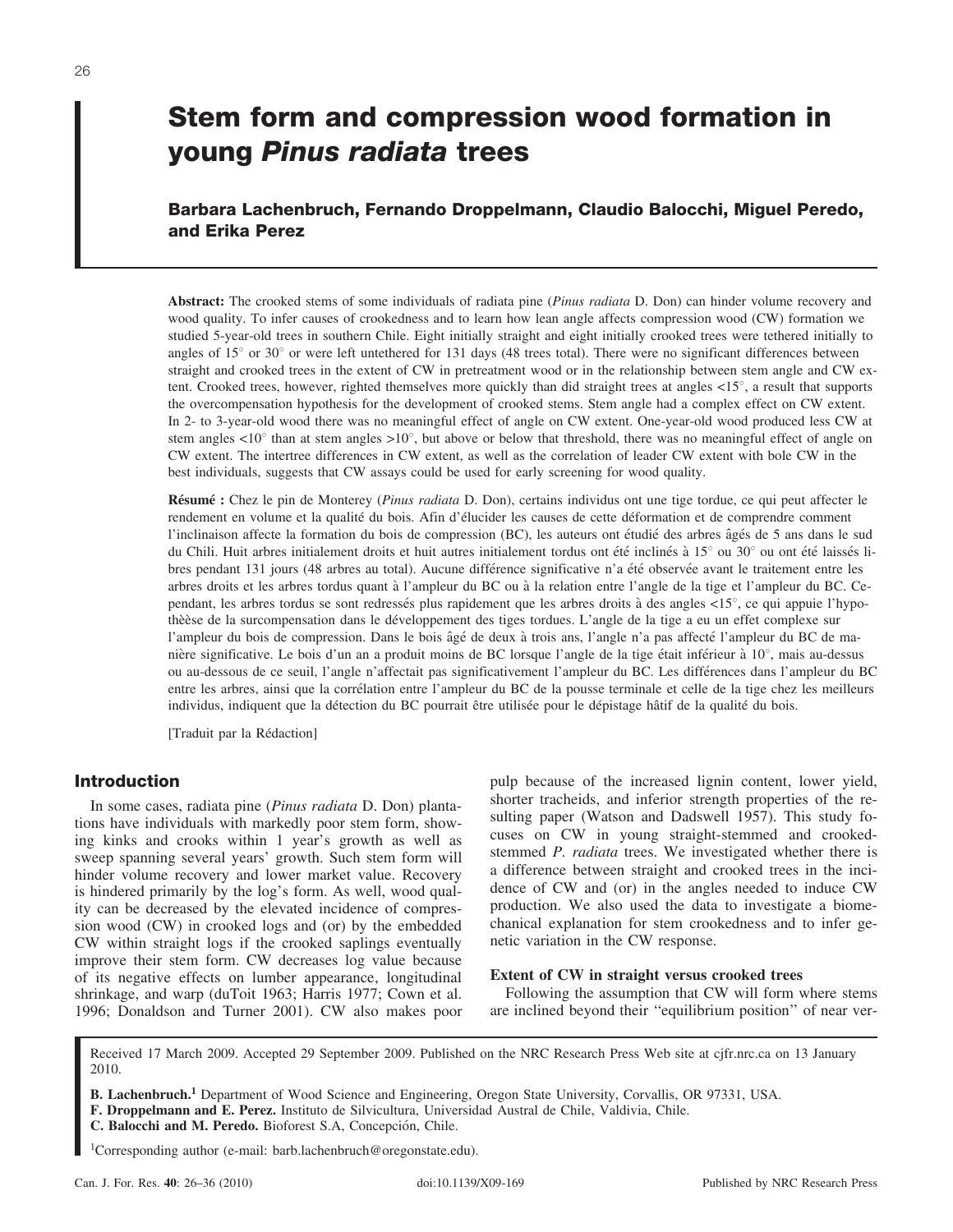# Stem form and compression wood formation in young *Pinus radiata* trees

**Barbara Lachenbruch, Fernando Droppelmann, Claudio Balocchi, Miguel Peredo, and Erika Perez**

**Abstract:** The crooked stems of some individuals of radiata pine (*Pinus radiata* D. Don) can hinder volume recovery and wood quality. To infer causes of crookedness and to learn how lean angle affects compression wood (CW) formation we studied 5-year-old trees in southern Chile. Eight initially straight and eight initially crooked trees were tethered initially to angles of 15° or 30° or were left untethered for 131 days (48 trees total). There were no significant differences between straight and crooked trees in the extent of CW in pretreatment wood or in the relationship between stem angle and CW extent. Crooked trees, however, righted themselves more quickly than did straight trees at angles <15°, a result that supports the overcompensation hypothesis for the development of crooked stems. Stem angle had a complex effect on CW extent. In 2- to 3-year-old wood there was no meaningful effect of angle on CW extent. One-year-old wood produced less CW at stem angles <10° than at stem angles >10°, but above or below that threshold, there was no meaningful effect of angle on CW extent. The intertree differences in CW extent, as well as the correlation of leader CW extent with bole CW in the best individuals, suggests that CW assays could be used for early screening for wood quality.

**Résumé :** Chez le pin de Monterey (*Pinus radiata* D. Don), certains individus ont une tige tordue, ce qui peut affecter le rendement en volume et la qualité du bois. Afin d'élucider les causes de cette déformation et de comprendre comment l'inclinaison affecte la formation du bois de compression (BC), les auteurs ont étudié des arbres âgés de 5 ans dans le sud du Chili. Huit arbres initialement droits et huit autres initialement tordus ont été inclinés à 15° ou 30° ou ont été laissés libres pendant 131 jours (48 arbres au total). Aucune différence significative n'a été observée avant le traitement entre les arbres droits et les arbres tordus quant à l'ampleur du BC ou à la relation entre l'angle de la tige et l'ampleur du BC. Cependant, les arbres tordus se sont redressés plus rapidement que les arbres droits à des angles <15°, ce qui appuie l'hypothèèse de la surcompensation dans le développement des tiges tordues. L'angle de la tige a eu un effet complexe sur l'ampleur du bois de compression. Dans le bois âgé de deux à trois ans, l'angle n'a pas affecté l'ampleur du BC de manière significative. Le bois d'un an a produit moins de BC lorsque l'angle de la tige était inférieur à 10°, mais au-dessus ou au-dessous de ce seuil, l'angle n'affectait pas significativement l'ampleur du BC. Les différences dans l'ampleur du BC entre les arbres, ainsi que la corrélation entre l'ampleur du BC de la pousse terminale et celle de la tige chez les meilleurs individus, indiquent que la détection du BC pourrait être utilisée pour le dépistage hâtif de la qualité du bois.

[Traduit par la Rédaction]

## Introduction

In some cases, radiata pine (*Pinus radiata* D. Don) plantations have individuals with markedly poor stem form, showing kinks and crooks within 1 year's growth as well as sweep spanning several years' growth. Such stem form will hinder volume recovery and lower market value. Recovery is hindered primarily by the log's form. As well, wood quality can be decreased by the elevated incidence of compression wood (CW) in crooked logs and (or) by the embedded CW within straight logs if the crooked saplings eventually improve their stem form. CW decreases log value because of its negative effects on lumber appearance, longitudinal shrinkage, and warp (duToit 1963; Harris 1977; Cown et al. 1996; Donaldson and Turner 2001). CW also makes poor pulp because of the increased lignin content, lower yield, shorter tracheids, and inferior strength properties of the resulting paper (Watson and Dadswell 1957). This study focuses on CW in young straight-stemmed and crooked-stemmed *P. radiata* trees. We investigated whether there is a difference between straight and crooked trees in the incidence of CW and (or) in the angles needed to induce CW production. We also used the data to investigate a biomechanical explanation for stem crookedness and to infer genetic variation in the CW response.

### Extent of CW in straight versus crooked trees

Following the assumption that CW will form where stems are inclined beyond their "equilibrium position" of near ver-

Received 17 March 2009. Accepted 29 September 2009. Published on the NRC Research Press Web site at cjfr.nrc.ca on 13 January 2010.

**B. Lachenbruch.**[1] Department of Wood Science and Engineering, Oregon State University, Corvallis, OR 97331, USA.
**F. Droppelmann and E. Perez.** Instituto de Silvicultura, Universidad Austral de Chile, Valdivia, Chile.
**C. Balocchi and M. Peredo.** Bioforest S.A, Concepción, Chile.

[1]Corresponding author (e-mail: barb.lachenbruch@oregonstate.edu).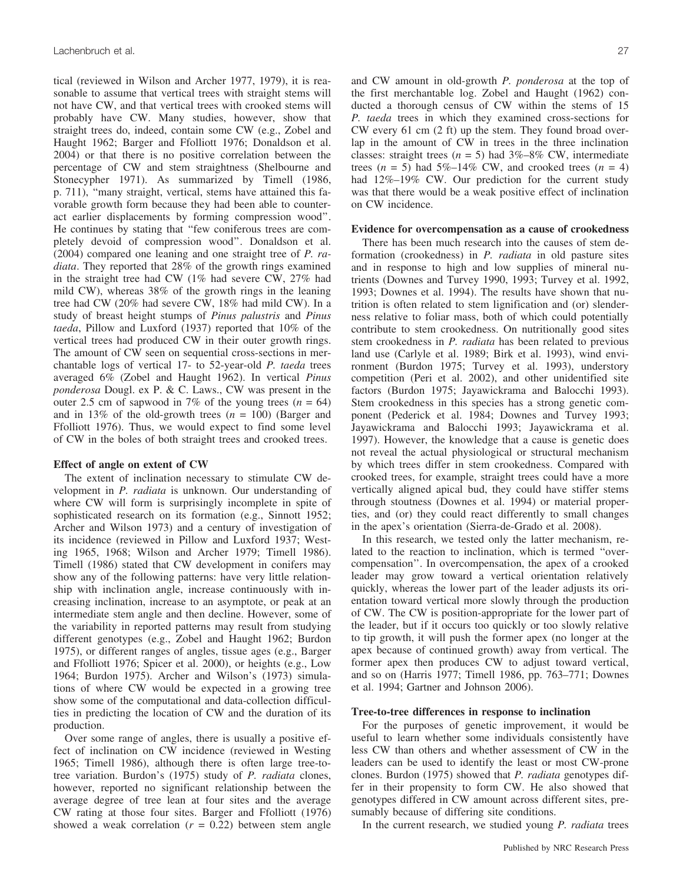tical (reviewed in Wilson and Archer 1977, 1979), it is reasonable to assume that vertical trees with straight stems will not have CW, and that vertical trees with crooked stems will probably have CW. Many studies, however, show that straight trees do, indeed, contain some CW (e.g., Zobel and Haught 1962; Barger and Ffolliott 1976; Donaldson et al. 2004) or that there is no positive correlation between the percentage of CW and stem straightness (Shelbourne and Stonecypher 1971). As summarized by Timell (1986, p. 711), "many straight, vertical, stems have attained this favorable growth form because they had been able to counteract earlier displacements by forming compression wood". He continues by stating that "few coniferous trees are completely devoid of compression wood". Donaldson et al. (2004) compared one leaning and one straight tree of *P. radiata*. They reported that 28% of the growth rings examined in the straight tree had CW (1% had severe CW, 27% had mild CW), whereas 38% of the growth rings in the leaning tree had CW (20% had severe CW, 18% had mild CW). In a study of breast height stumps of *Pinus palustris* and *Pinus taeda*, Pillow and Luxford (1937) reported that 10% of the vertical trees had produced CW in their outer growth rings. The amount of CW seen on sequential cross-sections in merchantable logs of vertical 17- to 52-year-old *P. taeda* trees averaged 6% (Zobel and Haught 1962). In vertical *Pinus ponderosa* Dougl. ex P. & C. Laws., CW was present in the outer 2.5 cm of sapwood in 7% of the young trees ($n$ = 64) and in 13% of the old-growth trees ($n$ = 100) (Barger and Ffolliott 1976). Thus, we would expect to find some level of CW in the boles of both straight trees and crooked trees.

### Effect of angle on extent of CW

The extent of inclination necessary to stimulate CW development in *P. radiata* is unknown. Our understanding of where CW will form is surprisingly incomplete in spite of sophisticated research on its formation (e.g., Sinnott 1952; Archer and Wilson 1973) and a century of investigation of its incidence (reviewed in Pillow and Luxford 1937; Westing 1965, 1968; Wilson and Archer 1979; Timell 1986). Timell (1986) stated that CW development in conifers may show any of the following patterns: have very little relationship with inclination angle, increase continuously with increasing inclination, increase to an asymptote, or peak at an intermediate stem angle and then decline. However, some of the variability in reported patterns may result from studying different genotypes (e.g., Zobel and Haught 1962; Burdon 1975), or different ranges of angles, tissue ages (e.g., Barger and Ffolliott 1976; Spicer et al. 2000), or heights (e.g., Low 1964; Burdon 1975). Archer and Wilson's (1973) simulations of where CW would be expected in a growing tree show some of the computational and data-collection difficulties in predicting the location of CW and the duration of its production.

Over some range of angles, there is usually a positive effect of inclination on CW incidence (reviewed in Westing 1965; Timell 1986), although there is often large tree-to-tree variation. Burdon's (1975) study of *P. radiata* clones, however, reported no significant relationship between the average degree of tree lean at four sites and the average CW rating at those four sites. Barger and Ffolliott (1976) showed a weak correlation ($r$ = 0.22) between stem angle and CW amount in old-growth *P. ponderosa* at the top of the first merchantable log. Zobel and Haught (1962) conducted a thorough census of CW within the stems of 15 *P. taeda* trees in which they examined cross-sections for CW every 61 cm (2 ft) up the stem. They found broad overlap in the amount of CW in trees in the three inclination classes: straight trees ($n$ = 5) had 3%–8% CW, intermediate trees ($n$ = 5) had 5%–14% CW, and crooked trees ($n$ = 4) had 12%–19% CW. Our prediction for the current study was that there would be a weak positive effect of inclination on CW incidence.

### Evidence for overcompensation as a cause of crookedness

There has been much research into the causes of stem deformation (crookedness) in *P. radiata* in old pasture sites and in response to high and low supplies of mineral nutrients (Downes and Turvey 1990, 1993; Turvey et al. 1992, 1993; Downes et al. 1994). The results have shown that nutrition is often related to stem lignification and (or) slenderness relative to foliar mass, both of which could potentially contribute to stem crookedness. On nutritionally good sites stem crookedness in *P. radiata* has been related to previous land use (Carlyle et al. 1989; Birk et al. 1993), wind environment (Burdon 1975; Turvey et al. 1993), understory competition (Peri et al. 2002), and other unidentified site factors (Burdon 1975; Jayawickrama and Balocchi 1993). Stem crookedness in this species has a strong genetic component (Pederick et al. 1984; Downes and Turvey 1993; Jayawickrama and Balocchi 1993; Jayawickrama et al. 1997). However, the knowledge that a cause is genetic does not reveal the actual physiological or structural mechanism by which trees differ in stem crookedness. Compared with crooked trees, for example, straight trees could have a more vertically aligned apical bud, they could have stiffer stems through stoutness (Downes et al. 1994) or material properties, and (or) they could react differently to small changes in the apex's orientation (Sierra-de-Grado et al. 2008).

In this research, we tested only the latter mechanism, related to the reaction to inclination, which is termed "overcompensation". In overcompensation, the apex of a crooked leader may grow toward a vertical orientation relatively quickly, whereas the lower part of the leader adjusts its orientation toward vertical more slowly through the production of CW. The CW is position-appropriate for the lower part of the leader, but if it occurs too quickly or too slowly relative to tip growth, it will push the former apex (no longer at the apex because of continued growth) away from vertical. The former apex then produces CW to adjust toward vertical, and so on (Harris 1977; Timell 1986, pp. 763–771; Downes et al. 1994; Gartner and Johnson 2006).

### Tree-to-tree differences in response to inclination

For the purposes of genetic improvement, it would be useful to learn whether some individuals consistently have less CW than others and whether assessment of CW in the leaders can be used to identify the least or most CW-prone clones. Burdon (1975) showed that *P. radiata* genotypes differ in their propensity to form CW. He also showed that genotypes differed in CW amount across different sites, presumably because of differing site conditions.

In the current research, we studied young *P. radiata* trees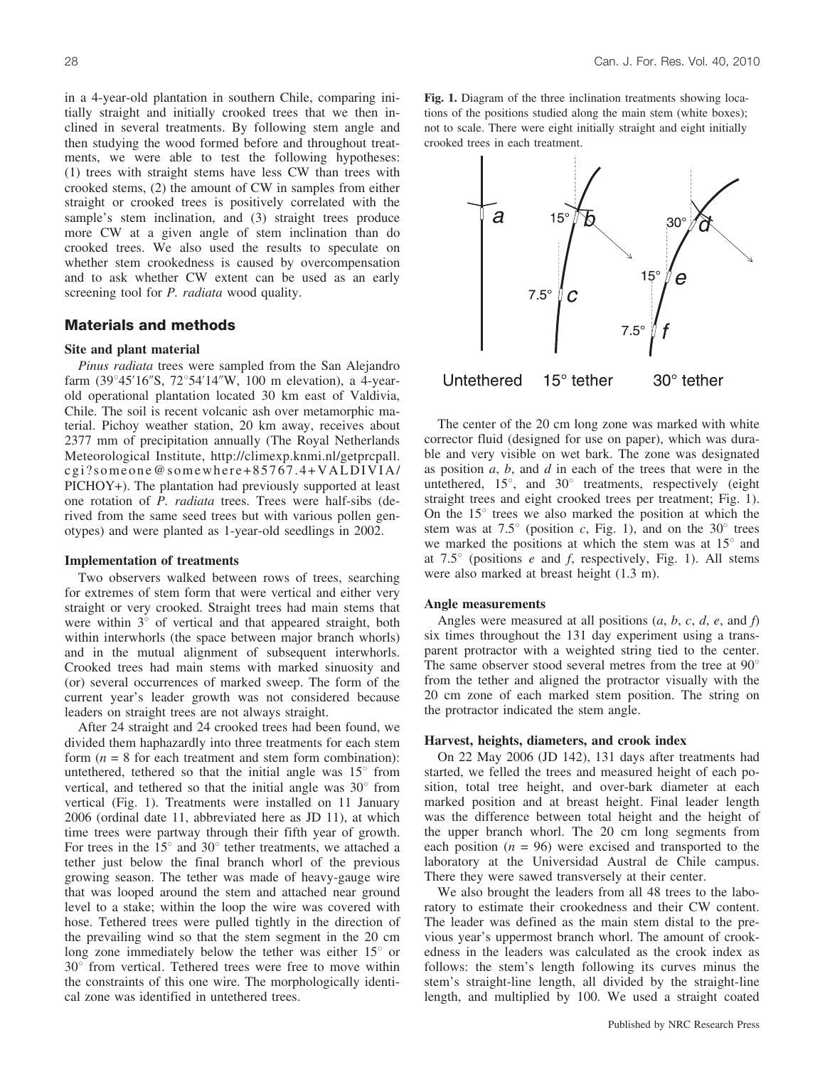in a 4-year-old plantation in southern Chile, comparing initially straight and initially crooked trees that we then inclined in several treatments. By following stem angle and then studying the wood formed before and throughout treatments, we were able to test the following hypotheses: (1) trees with straight stems have less CW than trees with crooked stems, (2) the amount of CW in samples from either straight or crooked trees is positively correlated with the sample's stem inclination, and (3) straight trees produce more CW at a given angle of stem inclination than do crooked trees. We also used the results to speculate on whether stem crookedness is caused by overcompensation and to ask whether CW extent can be used as an early screening tool for *P. radiata* wood quality.

## Materials and methods

### Site and plant material

*Pinus radiata* trees were sampled from the San Alejandro farm (39°45′16″S, 72°54′14″W, 100 m elevation), a 4-year-old operational plantation located 30 km east of Valdivia, Chile. The soil is recent volcanic ash over metamorphic material. Pichoy weather station, 20 km away, receives about 2377 mm of precipitation annually (The Royal Netherlands Meteorological Institute, http://climexp.knmi.nl/getprcpall.cgi?someone@somewhere+85767.4+VALDIVIA/PICHOY+). The plantation had previously supported at least one rotation of *P. radiata* trees. Trees were half-sibs (derived from the same seed trees but with various pollen genotypes) and were planted as 1-year-old seedlings in 2002.

### Implementation of treatments

Two observers walked between rows of trees, searching for extremes of stem form that were vertical and either very straight or very crooked. Straight trees had main stems that were within 3° of vertical and that appeared straight, both within interwhorls (the space between major branch whorls) and in the mutual alignment of subsequent interwhorls. Crooked trees had main stems with marked sinuosity and (or) several occurrences of marked sweep. The form of the current year's leader growth was not considered because leaders on straight trees are not always straight.

After 24 straight and 24 crooked trees had been found, we divided them haphazardly into three treatments for each stem form ($n = 8$ for each treatment and stem form combination): untethered, tethered so that the initial angle was 15° from vertical, and tethered so that the initial angle was 30° from vertical (Fig. 1). Treatments were installed on 11 January 2006 (ordinal date 11, abbreviated here as JD 11), at which time trees were partway through their fifth year of growth. For trees in the 15° and 30° tether treatments, we attached a tether just below the final branch whorl of the previous growing season. The tether was made of heavy-gauge wire that was looped around the stem and attached near ground level to a stake; within the loop the wire was covered with hose. Tethered trees were pulled tightly in the direction of the prevailing wind so that the stem segment in the 20 cm long zone immediately below the tether was either 15° or 30° from vertical. Tethered trees were free to move within the constraints of this one wire. The morphologically identical zone was identified in untethered trees.

**Fig. 1.** Diagram of the three inclination treatments showing locations of the positions studied along the main stem (white boxes); not to scale. There were eight initially straight and eight initially crooked trees in each treatment.

The center of the 20 cm long zone was marked with white corrector fluid (designed for use on paper), which was durable and very visible on wet bark. The zone was designated as position *a*, *b*, and *d* in each of the trees that were in the untethered, 15°, and 30° treatments, respectively (eight straight trees and eight crooked trees per treatment; Fig. 1). On the 15° trees we also marked the position at which the stem was at 7.5° (position *c*, Fig. 1), and on the 30° trees we marked the positions at which the stem was at 15° and at 7.5° (positions *e* and *f*, respectively, Fig. 1). All stems were also marked at breast height (1.3 m).

### Angle measurements

Angles were measured at all positions (*a*, *b*, *c*, *d*, *e*, and *f*) six times throughout the 131 day experiment using a transparent protractor with a weighted string tied to the center. The same observer stood several metres from the tree at 90° from the tether and aligned the protractor visually with the 20 cm zone of each marked stem position. The string on the protractor indicated the stem angle.

### Harvest, heights, diameters, and crook index

On 22 May 2006 (JD 142), 131 days after treatments had started, we felled the trees and measured height of each position, total tree height, and over-bark diameter at each marked position and at breast height. Final leader length was the difference between total height and the height of the upper branch whorl. The 20 cm long segments from each position ($n = 96$) were excised and transported to the laboratory at the Universidad Austral de Chile campus. There they were sawed transversely at their center.

We also brought the leaders from all 48 trees to the laboratory to estimate their crookedness and their CW content. The leader was defined as the main stem distal to the previous year's uppermost branch whorl. The amount of crookedness in the leaders was calculated as the crook index as follows: the stem's length following its curves minus the stem's straight-line length, all divided by the straight-line length, and multiplied by 100. We used a straight coated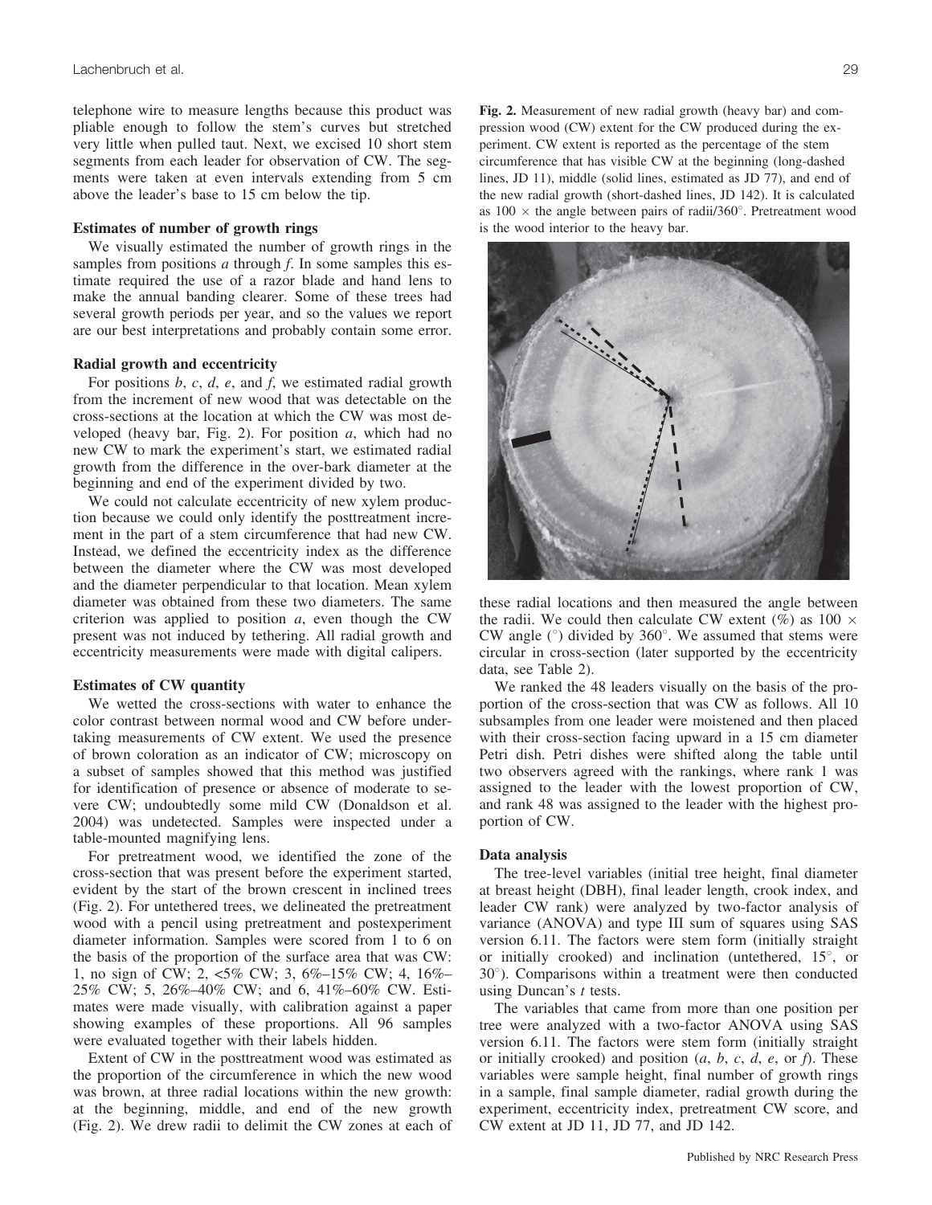telephone wire to measure lengths because this product was pliable enough to follow the stem's curves but stretched very little when pulled taut. Next, we excised 10 short stem segments from each leader for observation of CW. The segments were taken at even intervals extending from 5 cm above the leader's base to 15 cm below the tip.

### Estimates of number of growth rings

We visually estimated the number of growth rings in the samples from positions *a* through *f*. In some samples this estimate required the use of a razor blade and hand lens to make the annual banding clearer. Some of these trees had several growth periods per year, and so the values we report are our best interpretations and probably contain some error.

### Radial growth and eccentricity

For positions *b*, *c*, *d*, *e*, and *f*, we estimated radial growth from the increment of new wood that was detectable on the cross-sections at the location at which the CW was most developed (heavy bar, Fig. 2). For position *a*, which had no new CW to mark the experiment's start, we estimated radial growth from the difference in the over-bark diameter at the beginning and end of the experiment divided by two.

We could not calculate eccentricity of new xylem production because we could only identify the posttreatment increment in the part of a stem circumference that had new CW. Instead, we defined the eccentricity index as the difference between the diameter where the CW was most developed and the diameter perpendicular to that location. Mean xylem diameter was obtained from these two diameters. The same criterion was applied to position *a*, even though the CW present was not induced by tethering. All radial growth and eccentricity measurements were made with digital calipers.

### Estimates of CW quantity

We wetted the cross-sections with water to enhance the color contrast between normal wood and CW before undertaking measurements of CW extent. We used the presence of brown coloration as an indicator of CW; microscopy on a subset of samples showed that this method was justified for identification of presence or absence of moderate to severe CW; undoubtedly some mild CW (Donaldson et al. 2004) was undetected. Samples were inspected under a table-mounted magnifying lens.

For pretreatment wood, we identified the zone of the cross-section that was present before the experiment started, evident by the start of the brown crescent in inclined trees (Fig. 2). For untethered trees, we delineated the pretreatment wood with a pencil using pretreatment and postexperiment diameter information. Samples were scored from 1 to 6 on the basis of the proportion of the surface area that was CW: 1, no sign of CW; 2, <5% CW; 3, 6%–15% CW; 4, 16%–25% CW; 5, 26%–40% CW; and 6, 41%–60% CW. Estimates were made visually, with calibration against a paper showing examples of these proportions. All 96 samples were evaluated together with their labels hidden.

Extent of CW in the posttreatment wood was estimated as the proportion of the circumference in which the new wood was brown, at three radial locations within the new growth: at the beginning, middle, and end of the new growth (Fig. 2). We drew radii to delimit the CW zones at each of these radial locations and then measured the angle between the radii. We could then calculate CW extent (%) as $100 \times$ CW angle (°) divided by 360°. We assumed that stems were circular in cross-section (later supported by the eccentricity data, see Table 2).

**Fig. 2.** Measurement of new radial growth (heavy bar) and compression wood (CW) extent for the CW produced during the experiment. CW extent is reported as the percentage of the stem circumference that has visible CW at the beginning (long-dashed lines, JD 11), middle (solid lines, estimated as JD 77), and end of the new radial growth (short-dashed lines, JD 142). It is calculated as $100 \times$ the angle between pairs of radii/360°. Pretreatment wood is the wood interior to the heavy bar.

We ranked the 48 leaders visually on the basis of the proportion of the cross-section that was CW as follows. All 10 subsamples from one leader were moistened and then placed with their cross-section facing upward in a 15 cm diameter Petri dish. Petri dishes were shifted along the table until two observers agreed with the rankings, where rank 1 was assigned to the leader with the lowest proportion of CW, and rank 48 was assigned to the leader with the highest proportion of CW.

### Data analysis

The tree-level variables (initial tree height, final diameter at breast height (DBH), final leader length, crook index, and leader CW rank) were analyzed by two-factor analysis of variance (ANOVA) and type III sum of squares using SAS version 6.11. The factors were stem form (initially straight or initially crooked) and inclination (untethered, 15°, or 30°). Comparisons within a treatment were then conducted using Duncan's *t* tests.

The variables that came from more than one position per tree were analyzed with a two-factor ANOVA using SAS version 6.11. The factors were stem form (initially straight or initially crooked) and position (*a*, *b*, *c*, *d*, *e*, or *f*). These variables were sample height, final number of growth rings in a sample, final sample diameter, radial growth during the experiment, eccentricity index, pretreatment CW score, and CW extent at JD 11, JD 77, and JD 142.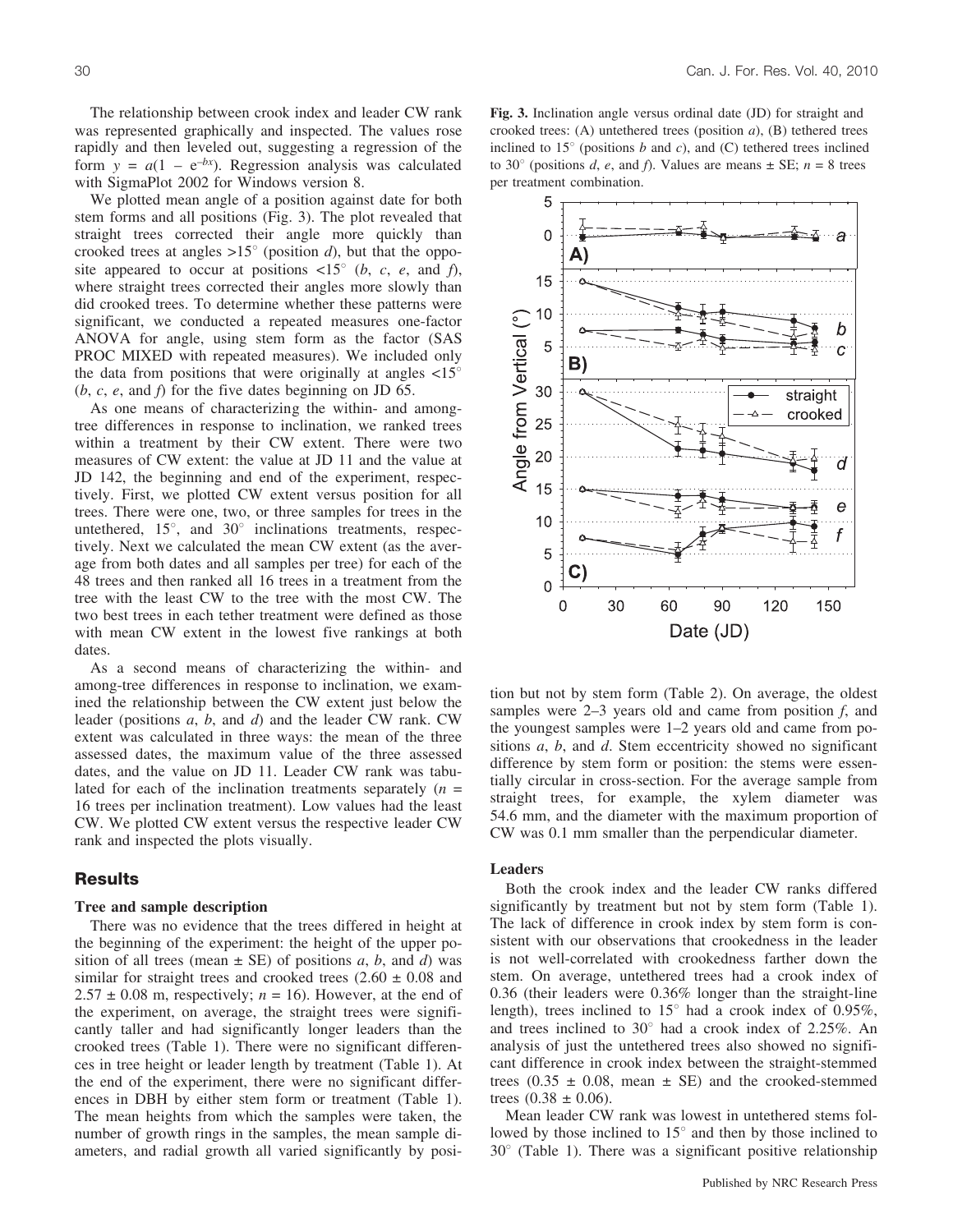The relationship between crook index and leader CW rank was represented graphically and inspected. The values rose rapidly and then leveled out, suggesting a regression of the form $y = a(1 - e^{-bx})$. Regression analysis was calculated with SigmaPlot 2002 for Windows version 8.

We plotted mean angle of a position against date for both stem forms and all positions (Fig. 3). The plot revealed that straight trees corrected their angle more quickly than crooked trees at angles >15° (position *d*), but that the opposite appeared to occur at positions <15° (*b*, *c*, *e*, and *f*), where straight trees corrected their angles more slowly than did crooked trees. To determine whether these patterns were significant, we conducted a repeated measures one-factor ANOVA for angle, using stem form as the factor (SAS PROC MIXED with repeated measures). We included only the data from positions that were originally at angles <15° (*b*, *c*, *e*, and *f*) for the five dates beginning on JD 65.

As one means of characterizing the within- and among-tree differences in response to inclination, we ranked trees within a treatment by their CW extent. There were two measures of CW extent: the value at JD 11 and the value at JD 142, the beginning and end of the experiment, respectively. First, we plotted CW extent versus position for all trees. There were one, two, or three samples for trees in the untethered, 15°, and 30° inclinations treatments, respectively. Next we calculated the mean CW extent (as the average from both dates and all samples per tree) for each of the 48 trees and then ranked all 16 trees in a treatment from the tree with the least CW to the tree with the most CW. The two best trees in each tether treatment were defined as those with mean CW extent in the lowest five rankings at both dates.

As a second means of characterizing the within- and among-tree differences in response to inclination, we examined the relationship between the CW extent just below the leader (positions *a*, *b*, and *d*) and the leader CW rank. CW extent was calculated in three ways: the mean of the three assessed dates, the maximum value of the three assessed dates, and the value on JD 11. Leader CW rank was tabulated for each of the inclination treatments separately ($n$ = 16 trees per inclination treatment). Low values had the least CW. We plotted CW extent versus the respective leader CW rank and inspected the plots visually.

## Results

### Tree and sample description

There was no evidence that the trees differed in height at the beginning of the experiment: the height of the upper position of all trees (mean ± SE) of positions *a*, *b*, and *d*) was similar for straight trees and crooked trees (2.60 ± 0.08 and 2.57 ± 0.08 m, respectively; $n$ = 16). However, at the end of the experiment, on average, the straight trees were significantly taller and had significantly longer leaders than the crooked trees (Table 1). There were no significant differences in tree height or leader length by treatment (Table 1). At the end of the experiment, there were no significant differences in DBH by either stem form or treatment (Table 1). The mean heights from which the samples were taken, the number of growth rings in the samples, the mean sample diameters, and radial growth all varied significantly by position but not by stem form (Table 2). On average, the oldest samples were 2–3 years old and came from position *f*, and the youngest samples were 1–2 years old and came from positions *a*, *b*, and *d*. Stem eccentricity showed no significant difference by stem form or position: the stems were essentially circular in cross-section. For the average sample from straight trees, for example, the xylem diameter was 54.6 mm, and the diameter with the maximum proportion of CW was 0.1 mm smaller than the perpendicular diameter.

**Fig. 3.** Inclination angle versus ordinal date (JD) for straight and crooked trees: (A) untethered trees (position *a*), (B) tethered trees inclined to 15° (positions *b* and *c*), and (C) tethered trees inclined to 30° (positions *d*, *e*, and *f*). Values are means ± SE; $n$ = 8 trees per treatment combination.

### Leaders

Both the crook index and the leader CW ranks differed significantly by treatment but not by stem form (Table 1). The lack of difference in crook index by stem form is consistent with our observations that crookedness in the leader is not well-correlated with crookedness farther down the stem. On average, untethered trees had a crook index of 0.36 (their leaders were 0.36% longer than the straight-line length), trees inclined to 15° had a crook index of 0.95%, and trees inclined to 30° had a crook index of 2.25%. An analysis of just the untethered trees also showed no significant difference in crook index between the straight-stemmed trees (0.35 ± 0.08, mean ± SE) and the crooked-stemmed trees (0.38 ± 0.06).

Mean leader CW rank was lowest in untethered stems followed by those inclined to 15° and then by those inclined to 30° (Table 1). There was a significant positive relationship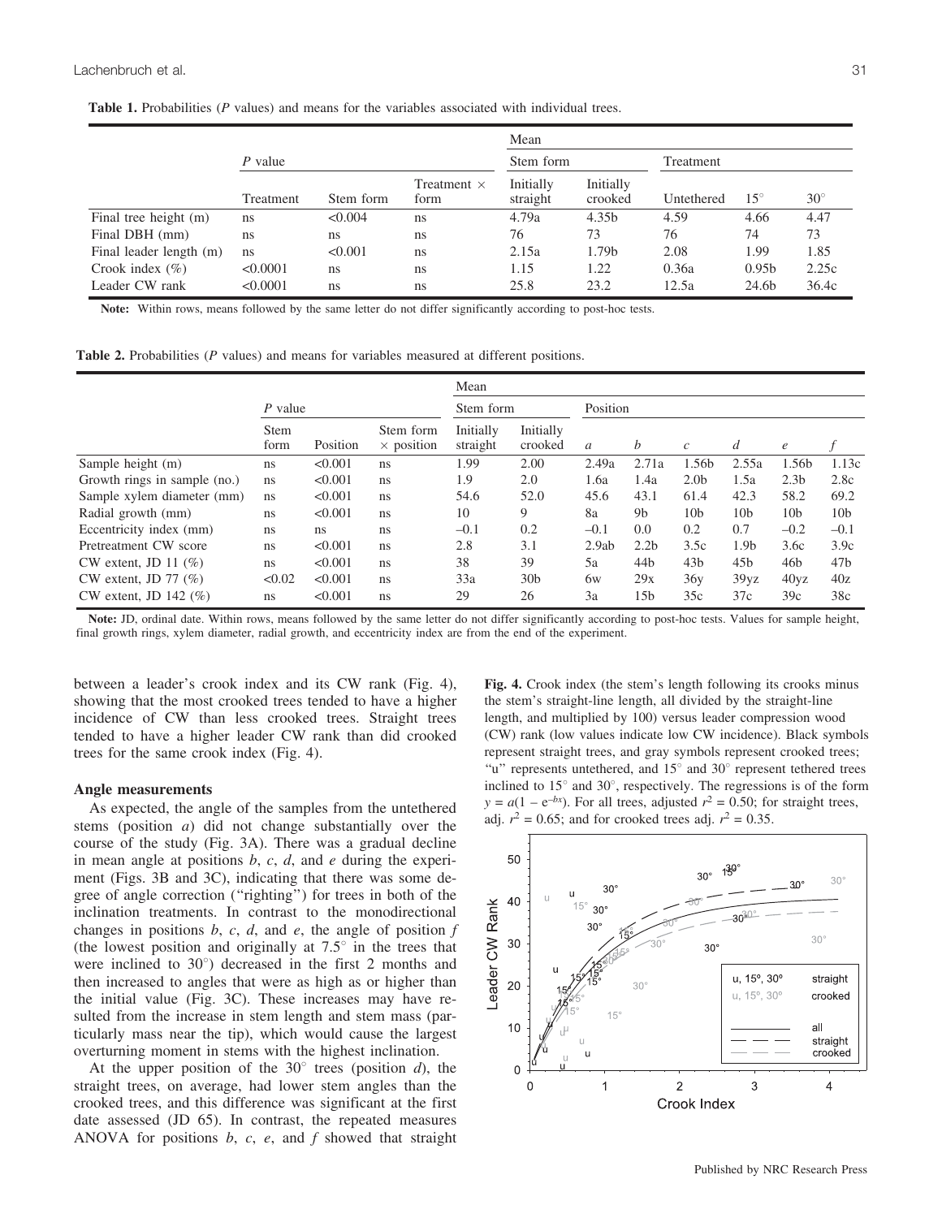**Table 1.** Probabilities (*P* values) and means for the variables associated with individual trees.

| | *P* value | | | Mean | | | | |
|---|---|---|---|---|---|---|---|---|
| | | | | Stem form | | Treatment | | |
| | Treatment | Stem form | Treatment × form | Initially straight | Initially crooked | Untethered | 15° | 30° |
| Final tree height (m) | ns | <0.004 | ns | 4.79a | 4.35b | 4.59 | 4.66 | 4.47 |
| Final DBH (mm) | ns | ns | ns | 76 | 73 | 76 | 74 | 73 |
| Final leader length (m) | ns | <0.001 | ns | 2.15a | 1.79b | 2.08 | 1.99 | 1.85 |
| Crook index (%) | <0.0001 | ns | ns | 1.15 | 1.22 | 0.36a | 0.95b | 2.25c |
| Leader CW rank | <0.0001 | ns | ns | 25.8 | 23.2 | 12.5a | 24.6b | 36.4c |

**Note:** Within rows, means followed by the same letter do not differ significantly according to post-hoc tests.

**Table 2.** Probabilities (*P* values) and means for variables measured at different positions.

| | *P* value | | | Mean | | | | | | | | |
|---|---|---|---|---|---|---|---|---|---|---|---|---|
| | | | | Stem form | | Position | | | | | | |
| | Stem form | Position | Stem form × position | Initially straight | Initially crooked | *a* | *b* | *c* | *d* | *e* | *f* |
| Sample height (m) | ns | <0.001 | ns | 1.99 | 2.00 | 2.49a | 2.71a | 1.56b | 2.55a | 1.56b | 1.13c |
| Growth rings in sample (no.) | ns | <0.001 | ns | 1.9 | 2.0 | 1.6a | 1.4a | 2.0b | 1.5a | 2.3b | 2.8c |
| Sample xylem diameter (mm) | ns | <0.001 | ns | 54.6 | 52.0 | 45.6 | 43.1 | 61.4 | 42.3 | 58.2 | 69.2 |
| Radial growth (mm) | ns | <0.001 | ns | 10 | 9 | 8a | 9b | 10b | 10b | 10b | 10b |
| Eccentricity index (mm) | ns | ns | ns | –0.1 | 0.2 | –0.1 | 0.0 | 0.2 | 0.7 | –0.2 | –0.1 |
| Pretreatment CW score | ns | <0.001 | ns | 2.8 | 3.1 | 2.9ab | 2.2b | 3.5c | 1.9b | 3.6c | 3.9c |
| CW extent, JD 11 (%) | ns | <0.001 | ns | 38 | 39 | 5a | 44b | 43b | 45b | 46b | 47b |
| CW extent, JD 77 (%) | <0.02 | <0.001 | ns | 33a | 30b | 6w | 29x | 36y | 39yz | 40yz | 40z |
| CW extent, JD 142 (%) | ns | <0.001 | ns | 29 | 26 | 3a | 15b | 35c | 37c | 39c | 38c |

**Note:** JD, ordinal date. Within rows, means followed by the same letter do not differ significantly according to post-hoc tests. Values for sample height, final growth rings, xylem diameter, radial growth, and eccentricity index are from the end of the experiment.

between a leader's crook index and its CW rank (Fig. 4), showing that the most crooked trees tended to have a higher incidence of CW than less crooked trees. Straight trees tended to have a higher leader CW rank than did crooked trees for the same crook index (Fig. 4).

### Angle measurements

As expected, the angle of the samples from the untethered stems (position *a*) did not change substantially over the course of the study (Fig. 3A). There was a gradual decline in mean angle at positions *b*, *c*, *d*, and *e* during the experiment (Figs. 3B and 3C), indicating that there was some degree of angle correction ("righting") for trees in both of the inclination treatments. In contrast to the monodirectional changes in positions *b*, *c*, *d*, and *e*, the angle of position *f* (the lowest position and originally at 7.5° in the trees that were inclined to 30°) decreased in the first 2 months and then increased to angles that were as high as or higher than the initial value (Fig. 3C). These increases may have resulted from the increase in stem length and stem mass (particularly mass near the tip), which would cause the largest overturning moment in stems with the highest inclination.

At the upper position of the 30° trees (position *d*), the straight trees, on average, had lower stem angles than the crooked trees, and this difference was significant at the first date assessed (JD 65). In contrast, the repeated measures ANOVA for positions *b*, *c*, *e*, and *f* showed that straight

**Fig. 4.** Crook index (the stem's length following its crooks minus the stem's straight-line length, all divided by the straight-line length, and multiplied by 100) versus leader compression wood (CW) rank (low values indicate low CW incidence). Black symbols represent straight trees, and gray symbols represent crooked trees; "u" represents untethered, and 15° and 30° represent tethered trees inclined to 15° and 30°, respectively. The regressions is of the form $y = a(1 - e^{-bx})$. For all trees, adjusted $r^2 = 0.50$; for straight trees, adj. $r^2 = 0.65$; and for crooked trees adj. $r^2 = 0.35$.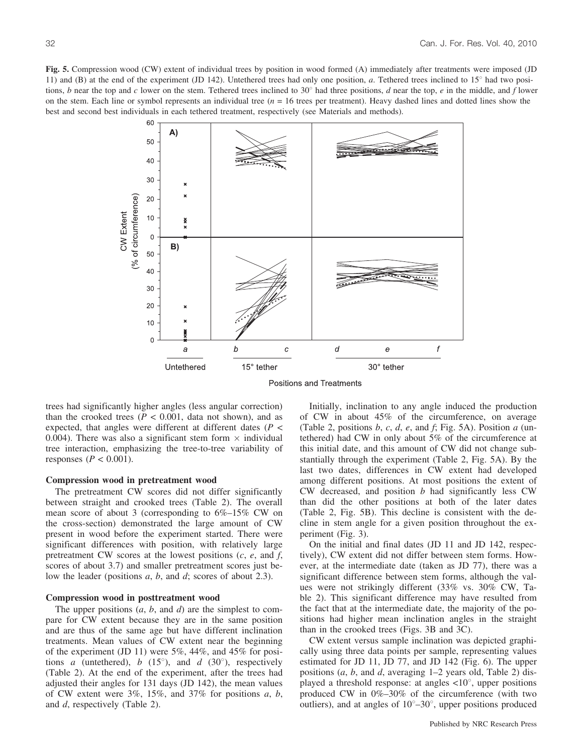**Fig. 5.** Compression wood (CW) extent of individual trees by position in wood formed (A) immediately after treatments were imposed (JD 11) and (B) at the end of the experiment (JD 142). Untethered trees had only one position, *a*. Tethered trees inclined to 15° had two positions, *b* near the top and *c* lower on the stem. Tethered trees inclined to 30° had three positions, *d* near the top, *e* in the middle, and *f* lower on the stem. Each line or symbol represents an individual tree (*n* = 16 trees per treatment). Heavy dashed lines and dotted lines show the best and second best individuals in each tethered treatment, respectively (see Materials and methods).

trees had significantly higher angles (less angular correction) than the crooked trees ($P < 0.001$, data not shown), and as expected, that angles were different at different dates ($P < 0.004$). There was also a significant stem form × individual tree interaction, emphasizing the tree-to-tree variability of responses ($P < 0.001$).

### Compression wood in pretreatment wood

The pretreatment CW scores did not differ significantly between straight and crooked trees (Table 2). The overall mean score of about 3 (corresponding to 6%–15% CW on the cross-section) demonstrated the large amount of CW present in wood before the experiment started. There were significant differences with position, with relatively large pretreatment CW scores at the lowest positions (*c*, *e*, and *f*, scores of about 3.7) and smaller pretreatment scores just below the leader (positions *a*, *b*, and *d*; scores of about 2.3).

### Compression wood in posttreatment wood

The upper positions (*a*, *b*, and *d*) are the simplest to compare for CW extent because they are in the same position and are thus of the same age but have different inclination treatments. Mean values of CW extent near the beginning of the experiment (JD 11) were 5%, 44%, and 45% for positions *a* (untethered), *b* (15°), and *d* (30°), respectively (Table 2). At the end of the experiment, after the trees had adjusted their angles for 131 days (JD 142), the mean values of CW extent were 3%, 15%, and 37% for positions *a*, *b*, and *d*, respectively (Table 2).

Initially, inclination to any angle induced the production of CW in about 45% of the circumference, on average (Table 2, positions *b*, *c*, *d*, *e*, and *f*; Fig. 5A). Position *a* (untethered) had CW in only about 5% of the circumference at this initial date, and this amount of CW did not change substantially through the experiment (Table 2, Fig. 5A). By the last two dates, differences in CW extent had developed among different positions. At most positions the extent of CW decreased, and position *b* had significantly less CW than did the other positions at both of the later dates (Table 2, Fig. 5B). This decline is consistent with the decline in stem angle for a given position throughout the experiment (Fig. 3).

On the initial and final dates (JD 11 and JD 142, respectively), CW extent did not differ between stem forms. However, at the intermediate date (taken as JD 77), there was a significant difference between stem forms, although the values were not strikingly different (33% vs. 30% CW, Table 2). This significant difference may have resulted from the fact that at the intermediate date, the majority of the positions had higher mean inclination angles in the straight than in the crooked trees (Figs. 3B and 3C).

CW extent versus sample inclination was depicted graphically using three data points per sample, representing values estimated for JD 11, JD 77, and JD 142 (Fig. 6). The upper positions (*a*, *b*, and *d*, averaging 1–2 years old, Table 2) displayed a threshold response: at angles <10°, upper positions produced CW in 0%–30% of the circumference (with two outliers), and at angles of 10°–30°, upper positions produced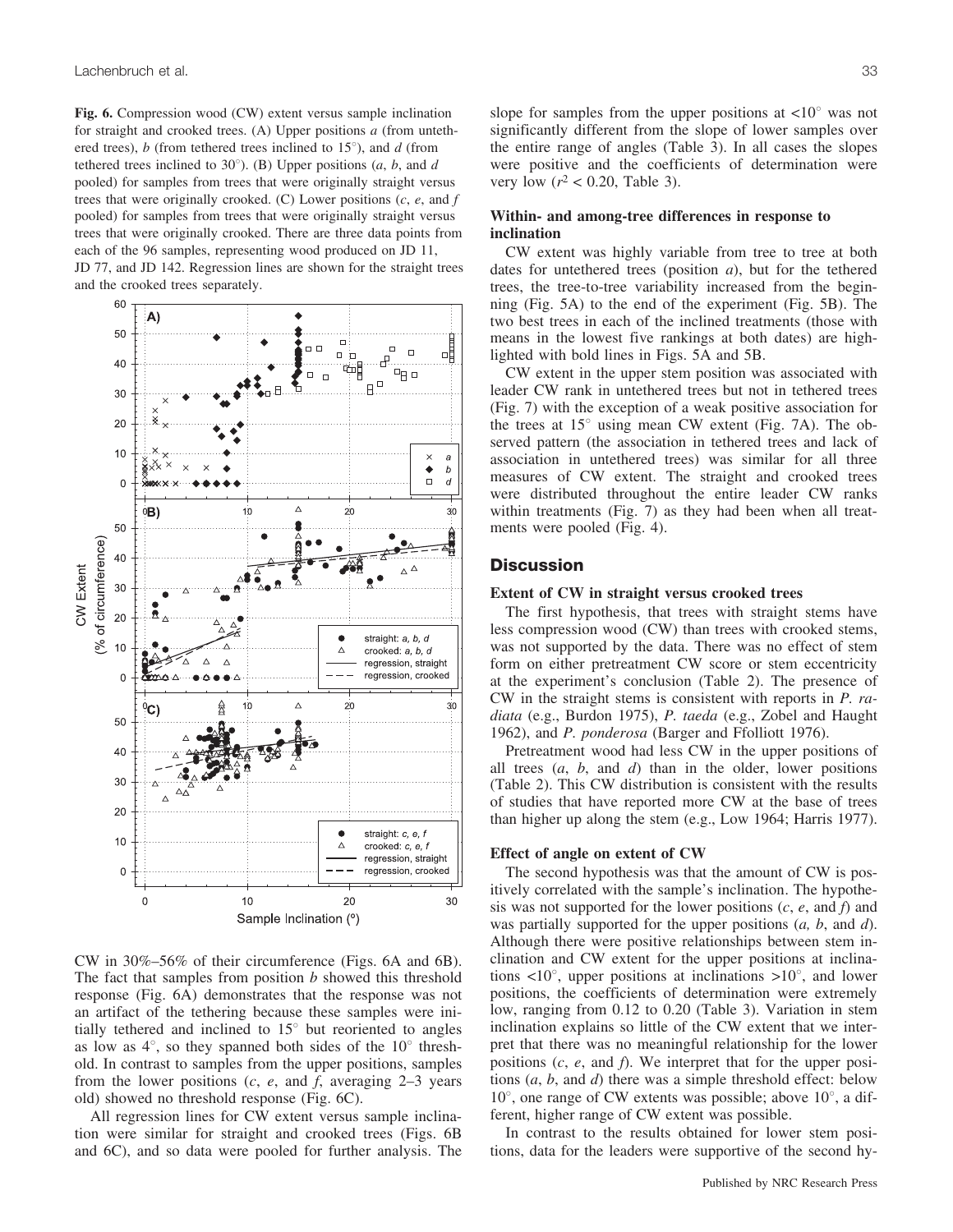**Fig. 6.** Compression wood (CW) extent versus sample inclination for straight and crooked trees. (A) Upper positions *a* (from untethered trees), *b* (from tethered trees inclined to 15°), and *d* (from tethered trees inclined to 30°). (B) Upper positions (*a*, *b*, and *d* pooled) for samples from trees that were originally straight versus trees that were originally crooked. (C) Lower positions (*c*, *e*, and *f* pooled) for samples from trees that were originally straight versus trees that were originally crooked. There are three data points from each of the 96 samples, representing wood produced on JD 11, JD 77, and JD 142. Regression lines are shown for the straight trees and the crooked trees separately.

CW in 30%–56% of their circumference (Figs. 6A and 6B). The fact that samples from position *b* showed this threshold response (Fig. 6A) demonstrates that the response was not an artifact of the tethering because these samples were initially tethered and inclined to 15° but reoriented to angles as low as 4°, so they spanned both sides of the 10° threshold. In contrast to samples from the upper positions, samples from the lower positions (*c*, *e*, and *f*, averaging 2–3 years old) showed no threshold response (Fig. 6C).

All regression lines for CW extent versus sample inclination were similar for straight and crooked trees (Figs. 6B and 6C), and so data were pooled for further analysis. The slope for samples from the upper positions at <10° was not significantly different from the slope of lower samples over the entire range of angles (Table 3). In all cases the slopes were positive and the coefficients of determination were very low ($r^2 < 0.20$, Table 3).

### Within- and among-tree differences in response to inclination

CW extent was highly variable from tree to tree at both dates for untethered trees (position *a*), but for the tethered trees, the tree-to-tree variability increased from the beginning (Fig. 5A) to the end of the experiment (Fig. 5B). The two best trees in each of the inclined treatments (those with means in the lowest five rankings at both dates) are highlighted with bold lines in Figs. 5A and 5B.

CW extent in the upper stem position was associated with leader CW rank in untethered trees but not in tethered trees (Fig. 7) with the exception of a weak positive association for the trees at 15° using mean CW extent (Fig. 7A). The observed pattern (the association in tethered trees and lack of association in untethered trees) was similar for all three measures of CW extent. The straight and crooked trees were distributed throughout the entire leader CW ranks within treatments (Fig. 7) as they had been when all treatments were pooled (Fig. 4).

## Discussion

### Extent of CW in straight versus crooked trees

The first hypothesis, that trees with straight stems have less compression wood (CW) than trees with crooked stems, was not supported by the data. There was no effect of stem form on either pretreatment CW score or stem eccentricity at the experiment's conclusion (Table 2). The presence of CW in the straight stems is consistent with reports in *P. radiata* (e.g., Burdon 1975), *P. taeda* (e.g., Zobel and Haught 1962), and *P. ponderosa* (Barger and Ffolliott 1976).

Pretreatment wood had less CW in the upper positions of all trees (*a*, *b*, and *d*) than in the older, lower positions (Table 2). This CW distribution is consistent with the results of studies that have reported more CW at the base of trees than higher up along the stem (e.g., Low 1964; Harris 1977).

### Effect of angle on extent of CW

The second hypothesis was that the amount of CW is positively correlated with the sample's inclination. The hypothesis was not supported for the lower positions (*c*, *e*, and *f*) and was partially supported for the upper positions (*a*, *b*, and *d*). Although there were positive relationships between stem inclination and CW extent for the upper positions at inclinations <10°, upper positions at inclinations >10°, and lower positions, the coefficients of determination were extremely low, ranging from 0.12 to 0.20 (Table 3). Variation in stem inclination explains so little of the CW extent that we interpret that there was no meaningful relationship for the lower positions (*c*, *e*, and *f*). We interpret that for the upper positions (*a*, *b*, and *d*) there was a simple threshold effect: below 10°, one range of CW extents was possible; above 10°, a different, higher range of CW extent was possible.

In contrast to the results obtained for lower stem positions, data for the leaders were supportive of the second hy-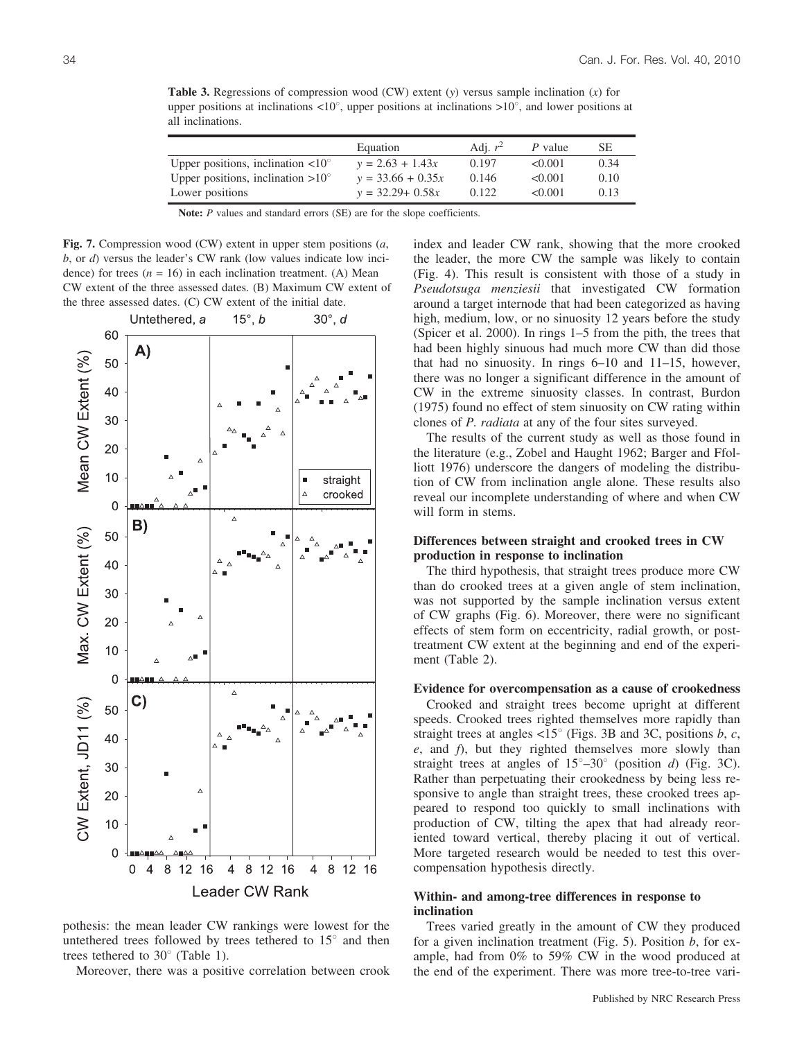**Table 3.** Regressions of compression wood (CW) extent ($y$) versus sample inclination ($x$) for upper positions at inclinations <10°, upper positions at inclinations >10°, and lower positions at all inclinations.

| | Equation | Adj. $r^2$ | $P$ value | SE |
|---|---|---|---|---|
| Upper positions, inclination <10° | $y = 2.63 + 1.43x$ | 0.197 | <0.001 | 0.34 |
| Upper positions, inclination >10° | $y = 33.66 + 0.35x$ | 0.146 | <0.001 | 0.10 |
| Lower positions | $y = 32.29 + 0.58x$ | 0.122 | <0.001 | 0.13 |

**Note:** $P$ values and standard errors (SE) are for the slope coefficients.

**Fig. 7.** Compression wood (CW) extent in upper stem positions (*a*, *b*, or *d*) versus the leader's CW rank (low values indicate low incidence) for trees ($n$ = 16) in each inclination treatment. (A) Mean CW extent of the three assessed dates. (B) Maximum CW extent of the three assessed dates. (C) CW extent of the initial date.

pothesis: the mean leader CW rankings were lowest for the untethered trees followed by trees tethered to 15° and then trees tethered to 30° (Table 1).

Moreover, there was a positive correlation between crook index and leader CW rank, showing that the more crooked the leader, the more CW the sample was likely to contain (Fig. 4). This result is consistent with those of a study in *Pseudotsuga menziesii* that investigated CW formation around a target internode that had been categorized as having high, medium, low, or no sinuosity 12 years before the study (Spicer et al. 2000). In rings 1–5 from the pith, the trees that had been highly sinuous had much more CW than did those that had no sinuosity. In rings 6–10 and 11–15, however, there was no longer a significant difference in the amount of CW in the extreme sinuosity classes. In contrast, Burdon (1975) found no effect of stem sinuosity on CW rating within clones of *P. radiata* at any of the four sites surveyed.

The results of the current study as well as those found in the literature (e.g., Zobel and Haught 1962; Barger and Ffolliott 1976) underscore the dangers of modeling the distribution of CW from inclination angle alone. These results also reveal our incomplete understanding of where and when CW will form in stems.

### Differences between straight and crooked trees in CW production in response to inclination

The third hypothesis, that straight trees produce more CW than do crooked trees at a given angle of stem inclination, was not supported by the sample inclination versus extent of CW graphs (Fig. 6). Moreover, there were no significant effects of stem form on eccentricity, radial growth, or post-treatment CW extent at the beginning and end of the experiment (Table 2).

### Evidence for overcompensation as a cause of crookedness

Crooked and straight trees become upright at different speeds. Crooked trees righted themselves more rapidly than straight trees at angles <15° (Figs. 3B and 3C, positions *b*, *c*, *e*, and *f*), but they righted themselves more slowly than straight trees at angles of 15°–30° (position *d*) (Fig. 3C). Rather than perpetuating their crookedness by being less responsive to angle than straight trees, these crooked trees appeared to respond too quickly to small inclinations with production of CW, tilting the apex that had already reoriented toward vertical, thereby placing it out of vertical. More targeted research would be needed to test this overcompensation hypothesis directly.

### Within- and among-tree differences in response to inclination

Trees varied greatly in the amount of CW they produced for a given inclination treatment (Fig. 5). Position *b*, for example, had from 0% to 59% CW in the wood produced at the end of the experiment. There was more tree-to-tree vari-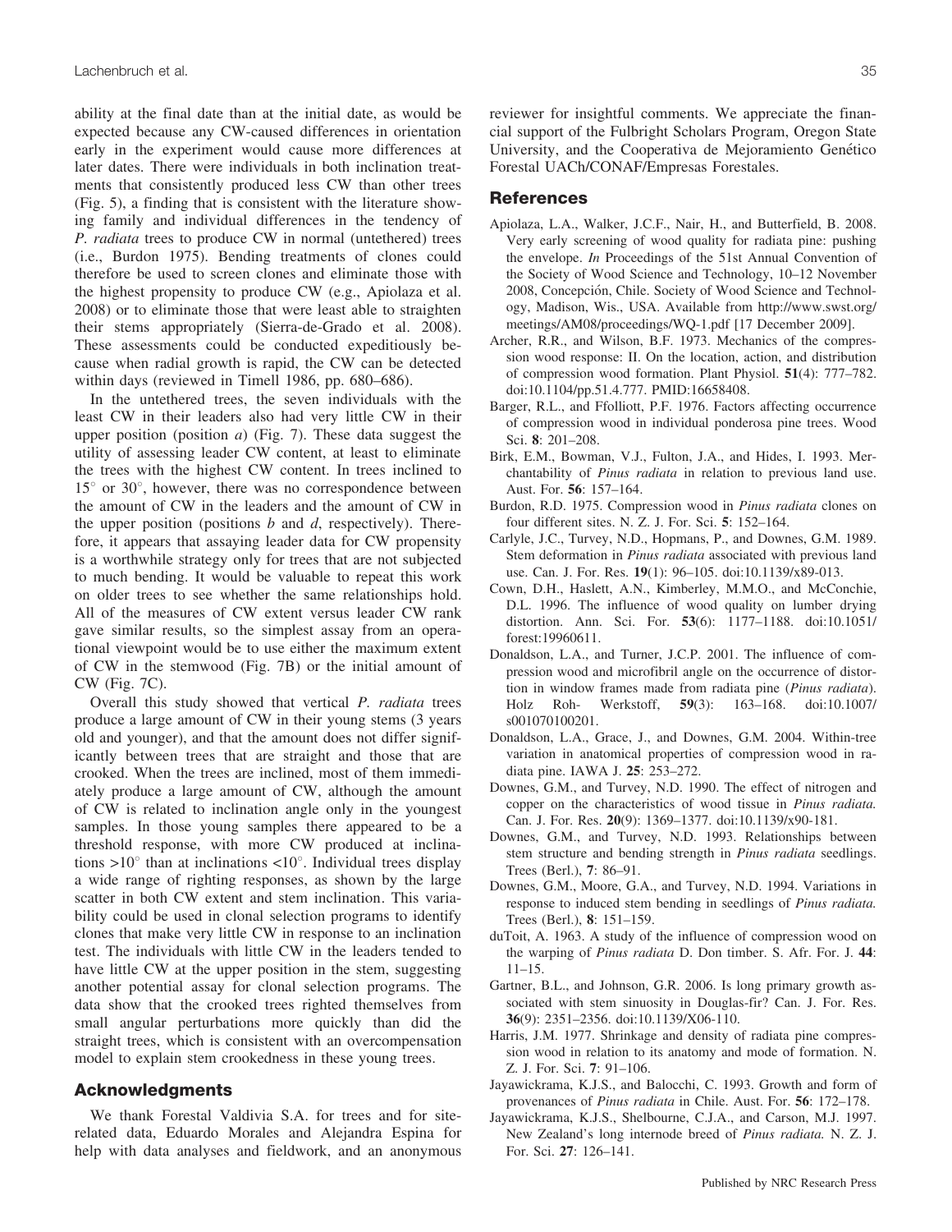ability at the final date than at the initial date, as would be expected because any CW-caused differences in orientation early in the experiment would cause more differences at later dates. There were individuals in both inclination treatments that consistently produced less CW than other trees (Fig. 5), a finding that is consistent with the literature showing family and individual differences in the tendency of *P. radiata* trees to produce CW in normal (untethered) trees (i.e., Burdon 1975). Bending treatments of clones could therefore be used to screen clones and eliminate those with the highest propensity to produce CW (e.g., Apiolaza et al. 2008) or to eliminate those that were least able to straighten their stems appropriately (Sierra-de-Grado et al. 2008). These assessments could be conducted expeditiously because when radial growth is rapid, the CW can be detected within days (reviewed in Timell 1986, pp. 680–686).

In the untethered trees, the seven individuals with the least CW in their leaders also had very little CW in their upper position (position *a*) (Fig. 7). These data suggest the utility of assessing leader CW content, at least to eliminate the trees with the highest CW content. In trees inclined to 15° or 30°, however, there was no correspondence between the amount of CW in the leaders and the amount of CW in the upper position (positions *b* and *d*, respectively). Therefore, it appears that assaying leader data for CW propensity is a worthwhile strategy only for trees that are not subjected to much bending. It would be valuable to repeat this work on older trees to see whether the same relationships hold. All of the measures of CW extent versus leader CW rank gave similar results, so the simplest assay from an operational viewpoint would be to use either the maximum extent of CW in the stemwood (Fig. 7B) or the initial amount of CW (Fig. 7C).

Overall this study showed that vertical *P. radiata* trees produce a large amount of CW in their young stems (3 years old and younger), and that the amount does not differ significantly between trees that are straight and those that are crooked. When the trees are inclined, most of them immediately produce a large amount of CW, although the amount of CW is related to inclination angle only in the youngest samples. In those young samples there appeared to be a threshold response, with more CW produced at inclinations >10° than at inclinations <10°. Individual trees display a wide range of righting responses, as shown by the large scatter in both CW extent and stem inclination. This variability could be used in clonal selection programs to identify clones that make very little CW in response to an inclination test. The individuals with little CW in the leaders tended to have little CW at the upper position in the stem, suggesting another potential assay for clonal selection programs. The data show that the crooked trees righted themselves from small angular perturbations more quickly than did the straight trees, which is consistent with an overcompensation model to explain stem crookedness in these young trees.

## Acknowledgments

We thank Forestal Valdivia S.A. for trees and for site-related data, Eduardo Morales and Alejandra Espina for help with data analyses and fieldwork, and an anonymous reviewer for insightful comments. We appreciate the financial support of the Fulbright Scholars Program, Oregon State University, and the Cooperativa de Mejoramiento Genético Forestal UACh/CONAF/Empresas Forestales.

## References

Apiolaza, L.A., Walker, J.C.F., Nair, H., and Butterfield, B. 2008. Very early screening of wood quality for radiata pine: pushing the envelope. *In* Proceedings of the 51st Annual Convention of the Society of Wood Science and Technology, 10–12 November 2008, Concepción, Chile. Society of Wood Science and Technology, Madison, Wis., USA. Available from http://www.swst.org/meetings/AM08/proceedings/WQ-1.pdf [17 December 2009].

Archer, R.R., and Wilson, B.F. 1973. Mechanics of the compression wood response: II. On the location, action, and distribution of compression wood formation. Plant Physiol. **51**(4): 777–782. doi:10.1104/pp.51.4.777. PMID:16658408.

Barger, R.L., and Ffolliott, P.F. 1976. Factors affecting occurrence of compression wood in individual ponderosa pine trees. Wood Sci. **8**: 201–208.

Birk, E.M., Bowman, V.J., Fulton, J.A., and Hides, I. 1993. Merchantability of *Pinus radiata* in relation to previous land use. Aust. For. **56**: 157–164.

Burdon, R.D. 1975. Compression wood in *Pinus radiata* clones on four different sites. N. Z. J. For. Sci. **5**: 152–164.

Carlyle, J.C., Turvey, N.D., Hopmans, P., and Downes, G.M. 1989. Stem deformation in *Pinus radiata* associated with previous land use. Can. J. For. Res. **19**(1): 96–105. doi:10.1139/x89-013.

Cown, D.H., Haslett, A.N., Kimberley, M.M.O., and McConchie, D.L. 1996. The influence of wood quality on lumber drying distortion. Ann. Sci. For. **53**(6): 1177–1188. doi:10.1051/forest:19960611.

Donaldson, L.A., and Turner, J.C.P. 2001. The influence of compression wood and microfibril angle on the occurrence of distortion in window frames made from radiata pine (*Pinus radiata*). Holz Roh- Werkstoff, **59**(3): 163–168. doi:10.1007/s001070100201.

Donaldson, L.A., Grace, J., and Downes, G.M. 2004. Within-tree variation in anatomical properties of compression wood in radiata pine. IAWA J. **25**: 253–272.

Downes, G.M., and Turvey, N.D. 1990. The effect of nitrogen and copper on the characteristics of wood tissue in *Pinus radiata*. Can. J. For. Res. **20**(9): 1369–1377. doi:10.1139/x90-181.

Downes, G.M., and Turvey, N.D. 1993. Relationships between stem structure and bending strength in *Pinus radiata* seedlings. Trees (Berl.), **7**: 86–91.

Downes, G.M., Moore, G.A., and Turvey, N.D. 1994. Variations in response to induced stem bending in seedlings of *Pinus radiata*. Trees (Berl.), **8**: 151–159.

duToit, A. 1963. A study of the influence of compression wood on the warping of *Pinus radiata* D. Don timber. S. Afr. For. J. **44**: 11–15.

Gartner, B.L., and Johnson, G.R. 2006. Is long primary growth associated with stem sinuosity in Douglas-fir? Can. J. For. Res. **36**(9): 2351–2356. doi:10.1139/X06-110.

Harris, J.M. 1977. Shrinkage and density of radiata pine compression wood in relation to its anatomy and mode of formation. N. Z. J. For. Sci. **7**: 91–106.

Jayawickrama, K.J.S., and Balocchi, C. 1993. Growth and form of provenances of *Pinus radiata* in Chile. Aust. For. **56**: 172–178.

Jayawickrama, K.J.S., Shelbourne, C.J.A., and Carson, M.J. 1997. New Zealand's long internode breed of *Pinus radiata*. N. Z. J. For. Sci. **27**: 126–141.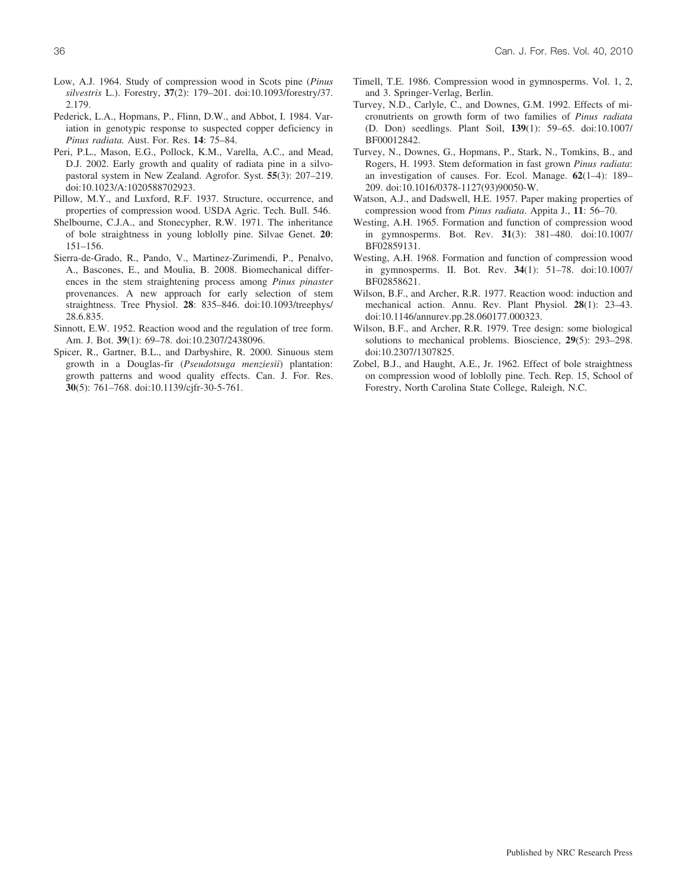Low, A.J. 1964. Study of compression wood in Scots pine (*Pinus silvestris* L.). Forestry, **37**(2): 179–201. doi:10.1093/forestry/37.2.179.

Pederick, L.A., Hopmans, P., Flinn, D.W., and Abbot, I. 1984. Variation in genotypic response to suspected copper deficiency in *Pinus radiata.* Aust. For. Res. **14**: 75–84.

Peri, P.L., Mason, E.G., Pollock, K.M., Varella, A.C., and Mead, D.J. 2002. Early growth and quality of radiata pine in a silvopastoral system in New Zealand. Agrofor. Syst. **55**(3): 207–219. doi:10.1023/A:1020588702923.

Pillow, M.Y., and Luxford, R.F. 1937. Structure, occurrence, and properties of compression wood. USDA Agric. Tech. Bull. 546.

Shelbourne, C.J.A., and Stonecypher, R.W. 1971. The inheritance of bole straightness in young loblolly pine. Silvae Genet. **20**: 151–156.

Sierra-de-Grado, R., Pando, V., Martinez-Zurimendi, P., Penalvo, A., Bascones, E., and Moulia, B. 2008. Biomechanical differences in the stem straightening process among *Pinus pinaster* provenances. A new approach for early selection of stem straightness. Tree Physiol. **28**: 835–846. doi:10.1093/treephys/28.6.835.

Sinnott, E.W. 1952. Reaction wood and the regulation of tree form. Am. J. Bot. **39**(1): 69–78. doi:10.2307/2438096.

Spicer, R., Gartner, B.L., and Darbyshire, R. 2000. Sinuous stem growth in a Douglas-fir (*Pseudotsuga menziesii*) plantation: growth patterns and wood quality effects. Can. J. For. Res. **30**(5): 761–768. doi:10.1139/cjfr-30-5-761.

Timell, T.E. 1986. Compression wood in gymnosperms. Vol. 1, 2, and 3. Springer-Verlag, Berlin.

Turvey, N.D., Carlyle, C., and Downes, G.M. 1992. Effects of micronutrients on growth form of two families of *Pinus radiata* (D. Don) seedlings. Plant Soil, **139**(1): 59–65. doi:10.1007/BF00012842.

Turvey, N., Downes, G., Hopmans, P., Stark, N., Tomkins, B., and Rogers, H. 1993. Stem deformation in fast grown *Pinus radiata*: an investigation of causes. For. Ecol. Manage. **62**(1–4): 189–209. doi:10.1016/0378-1127(93)90050-W.

Watson, A.J., and Dadswell, H.E. 1957. Paper making properties of compression wood from *Pinus radiata*. Appita J., **11**: 56–70.

Westing, A.H. 1965. Formation and function of compression wood in gymnosperms. Bot. Rev. **31**(3): 381–480. doi:10.1007/BF02859131.

Westing, A.H. 1968. Formation and function of compression wood in gymnosperms. II. Bot. Rev. **34**(1): 51–78. doi:10.1007/BF02858621.

Wilson, B.F., and Archer, R.R. 1977. Reaction wood: induction and mechanical action. Annu. Rev. Plant Physiol. **28**(1): 23–43. doi:10.1146/annurev.pp.28.060177.000323.

Wilson, B.F., and Archer, R.R. 1979. Tree design: some biological solutions to mechanical problems. Bioscience, **29**(5): 293–298. doi:10.2307/1307825.

Zobel, B.J., and Haught, A.E., Jr. 1962. Effect of bole straightness on compression wood of loblolly pine. Tech. Rep. 15, School of Forestry, North Carolina State College, Raleigh, N.C.